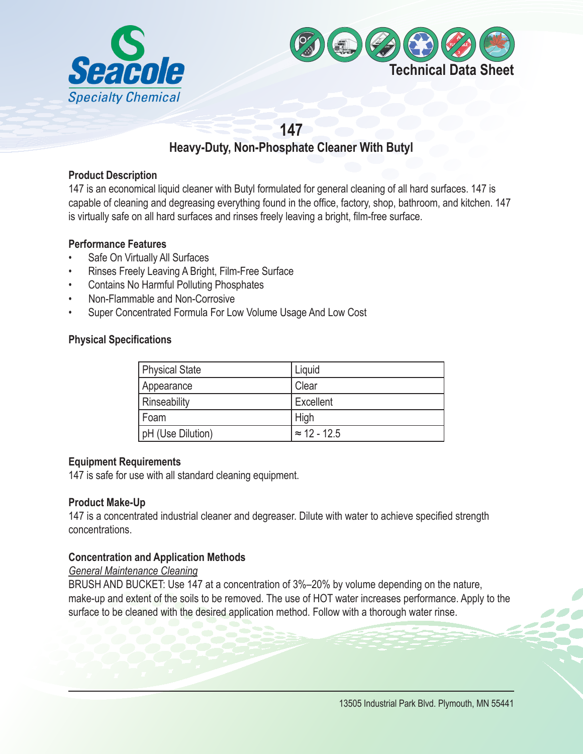Seacole
Specialty Chemical

Technical Data Sheet

# 147

## Heavy-Duty, Non-Phosphate Cleaner With Butyl

**Product Description**

147 is an economical liquid cleaner with Butyl formulated for general cleaning of all hard surfaces. 147 is capable of cleaning and degreasing everything found in the office, factory, shop, bathroom, and kitchen. 147 is virtually safe on all hard surfaces and rinses freely leaving a bright, film-free surface.

**Performance Features**

- Safe On Virtually All Surfaces
- Rinses Freely Leaving A Bright, Film-Free Surface
- Contains No Harmful Polluting Phosphates
- Non-Flammable and Non-Corrosive
- Super Concentrated Formula For Low Volume Usage And Low Cost

**Physical Specifications**

| Physical State | Liquid |
|---|---|
| Appearance | Clear |
| Rinseability | Excellent |
| Foam | High |
| pH (Use Dilution) | ≈ 12 - 12.5 |

**Equipment Requirements**

147 is safe for use with all standard cleaning equipment.

**Product Make-Up**

147 is a concentrated industrial cleaner and degreaser. Dilute with water to achieve specified strength concentrations.

**Concentration and Application Methods**

*General Maintenance Cleaning*

BRUSH AND BUCKET: Use 147 at a concentration of 3%–20% by volume depending on the nature, make-up and extent of the soils to be removed. The use of HOT water increases performance. Apply to the surface to be cleaned with the desired application method. Follow with a thorough water rinse.

13505 Industrial Park Blvd. Plymouth, MN 55441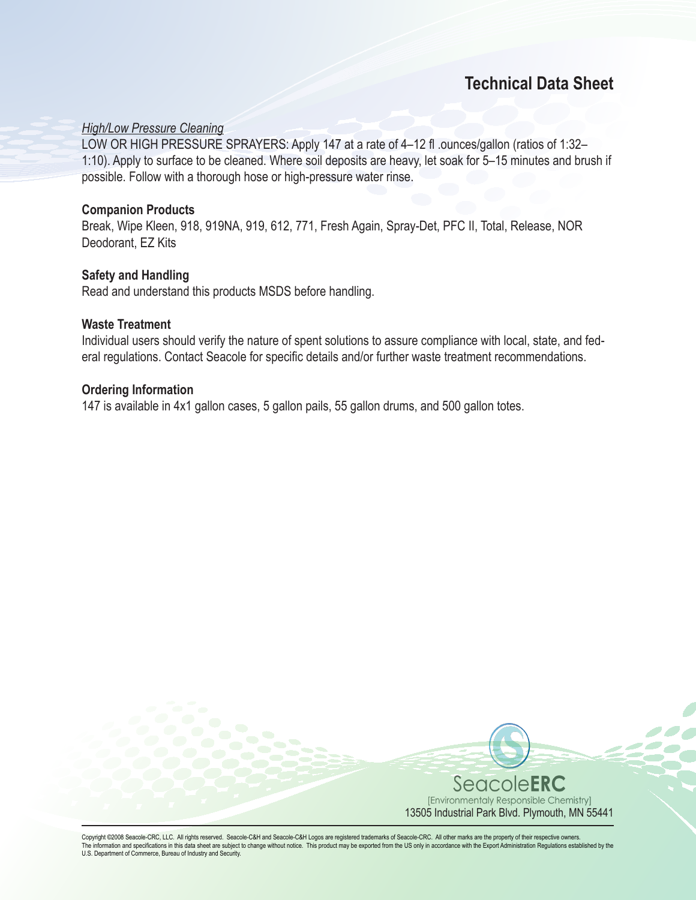# Technical Data Sheet

*High/Low Pressure Cleaning*

LOW OR HIGH PRESSURE SPRAYERS: Apply 147 at a rate of 4–12 fl .ounces/gallon (ratios of 1:32–1:10). Apply to surface to be cleaned. Where soil deposits are heavy, let soak for 5–15 minutes and brush if possible. Follow with a thorough hose or high-pressure water rinse.

**Companion Products**

Break, Wipe Kleen, 918, 919NA, 919, 612, 771, Fresh Again, Spray-Det, PFC II, Total, Release, NOR Deodorant, EZ Kits

**Safety and Handling**

Read and understand this products MSDS before handling.

**Waste Treatment**

Individual users should verify the nature of spent solutions to assure compliance with local, state, and federal regulations. Contact Seacole for specific details and/or further waste treatment recommendations.

**Ordering Information**

147 is available in 4x1 gallon cases, 5 gallon pails, 55 gallon drums, and 500 gallon totes.

Seacole**ERC**
[Environmentaly Responsible Chemistry]
13505 Industrial Park Blvd. Plymouth, MN 55441

Copyright ©2008 Seacole-CRC, LLC. All rights reserved. Seacole-C&H and Seacole-C&H Logos are registered trademarks of Seacole-CRC. All other marks are the property of their respective owners. The information and specifications in this data sheet are subject to change without notice. This product may be exported from the US only in accordance with the Export Administration Regulations established by the U.S. Department of Commerce, Bureau of Industry and Security.